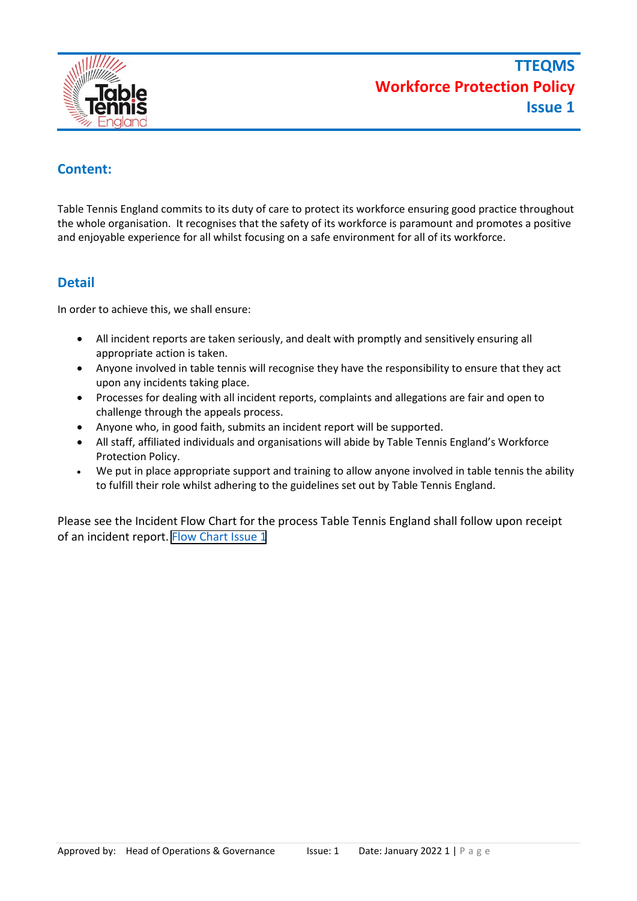# TTEQMS
# Workforce Protection Policy
# Issue 1

## Content:

Table Tennis England commits to its duty of care to protect its workforce ensuring good practice throughout the whole organisation. It recognises that the safety of its workforce is paramount and promotes a positive and enjoyable experience for all whilst focusing on a safe environment for all of its workforce.

## Detail

In order to achieve this, we shall ensure:

- All incident reports are taken seriously, and dealt with promptly and sensitively ensuring all appropriate action is taken.
- Anyone involved in table tennis will recognise they have the responsibility to ensure that they act upon any incidents taking place.
- Processes for dealing with all incident reports, complaints and allegations are fair and open to challenge through the appeals process.
- Anyone who, in good faith, submits an incident report will be supported.
- All staff, affiliated individuals and organisations will abide by Table Tennis England's Workforce Protection Policy.
- We put in place appropriate support and training to allow anyone involved in table tennis the ability to fulfill their role whilst adhering to the guidelines set out by Table Tennis England.

Please see the Incident Flow Chart for the process Table Tennis England shall follow upon receipt of an incident report. Flow Chart Issue 1

Approved by: Head of Operations & Governance Issue: 1 Date: January 2022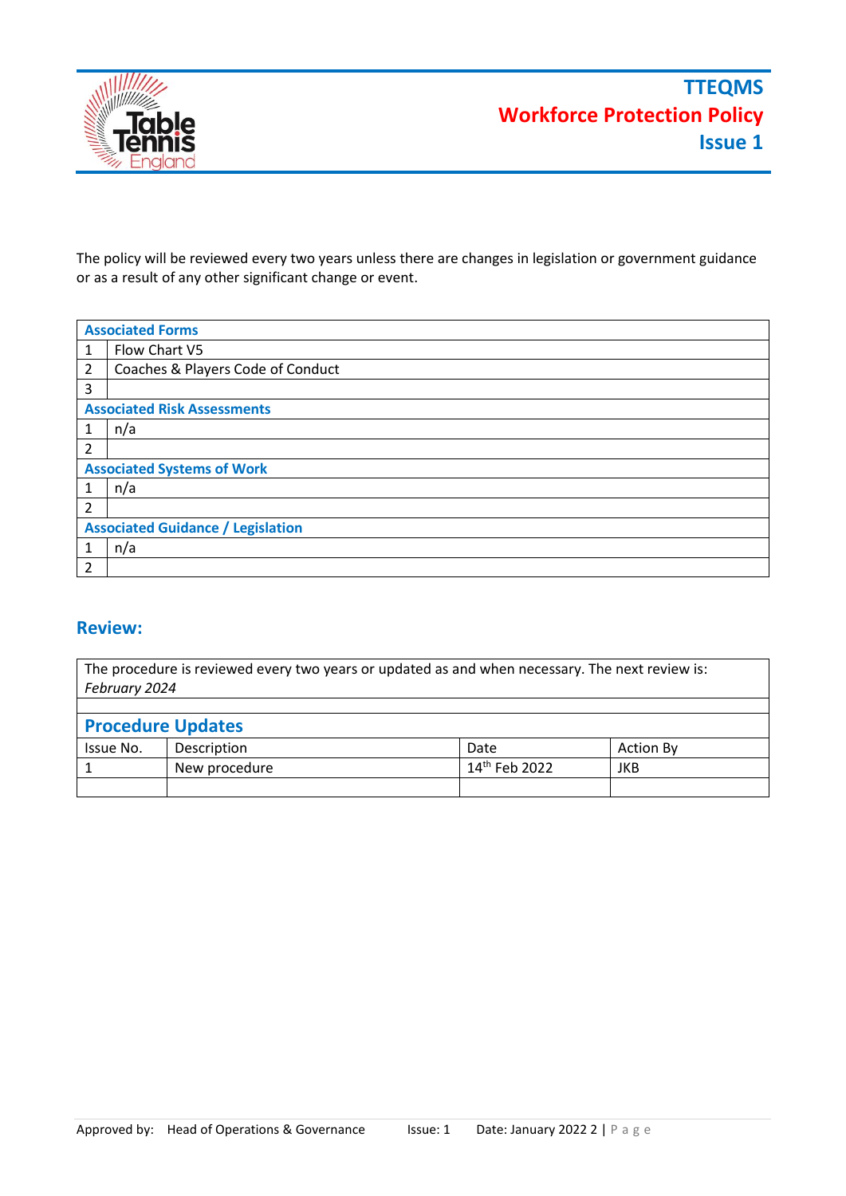The policy will be reviewed every two years unless there are changes in legislation or government guidance or as a result of any other significant change or event.

| | |
|---|---|
| **Associated Forms** | |
| 1 | Flow Chart V5 |
| 2 | Coaches & Players Code of Conduct |
| 3 | |
| **Associated Risk Assessments** | |
| 1 | n/a |
| 2 | |
| **Associated Systems of Work** | |
| 1 | n/a |
| 2 | |
| **Associated Guidance / Legislation** | |
| 1 | n/a |
| 2 | |

## Review:

The procedure is reviewed every two years or updated as and when necessary. The next review is: *February 2024*

### Procedure Updates

| Issue No. | Description | Date | Action By |
|---|---|---|---|
| 1 | New procedure | 14th Feb 2022 | JKB |
| | | | |